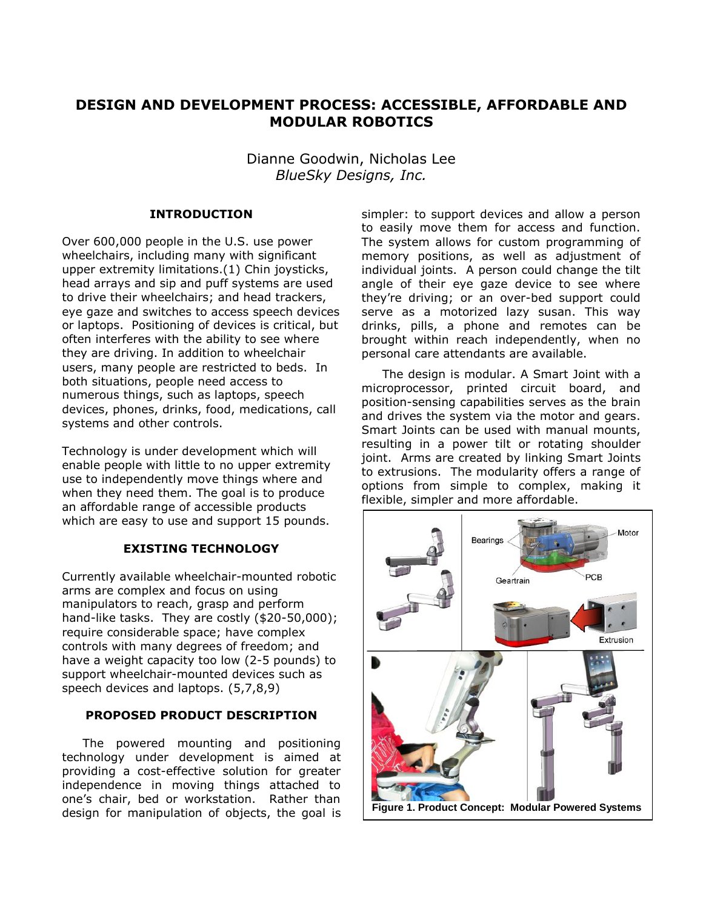# DESIGN AND DEVELOPMENT PROCESS: ACCESSIBLE, AFFORDABLE AND MODULAR ROBOTICS

Dianne Goodwin, Nicholas Lee
*BlueSky Designs, Inc.*

## INTRODUCTION

Over 600,000 people in the U.S. use power wheelchairs, including many with significant upper extremity limitations.(1) Chin joysticks, head arrays and sip and puff systems are used to drive their wheelchairs; and head trackers, eye gaze and switches to access speech devices or laptops. Positioning of devices is critical, but often interferes with the ability to see where they are driving. In addition to wheelchair users, many people are restricted to beds. In both situations, people need access to numerous things, such as laptops, speech devices, phones, drinks, food, medications, call systems and other controls.

Technology is under development which will enable people with little to no upper extremity use to independently move things where and when they need them. The goal is to produce an affordable range of accessible products which are easy to use and support 15 pounds.

## EXISTING TECHNOLOGY

Currently available wheelchair-mounted robotic arms are complex and focus on using manipulators to reach, grasp and perform hand-like tasks. They are costly ($20-50,000); require considerable space; have complex controls with many degrees of freedom; and have a weight capacity too low (2-5 pounds) to support wheelchair-mounted devices such as speech devices and laptops. (5,7,8,9)

## PROPOSED PRODUCT DESCRIPTION

The powered mounting and positioning technology under development is aimed at providing a cost-effective solution for greater independence in moving things attached to one's chair, bed or workstation. Rather than design for manipulation of objects, the goal is simpler: to support devices and allow a person to easily move them for access and function. The system allows for custom programming of memory positions, as well as adjustment of individual joints. A person could change the tilt angle of their eye gaze device to see where they're driving; or an over-bed support could serve as a motorized lazy susan. This way drinks, pills, a phone and remotes can be brought within reach independently, when no personal care attendants are available.

The design is modular. A Smart Joint with a microprocessor, printed circuit board, and position-sensing capabilities serves as the brain and drives the system via the motor and gears. Smart Joints can be used with manual mounts, resulting in a power tilt or rotating shoulder joint. Arms are created by linking Smart Joints to extrusions. The modularity offers a range of options from simple to complex, making it flexible, simpler and more affordable.

**Figure 1. Product Concept: Modular Powered Systems**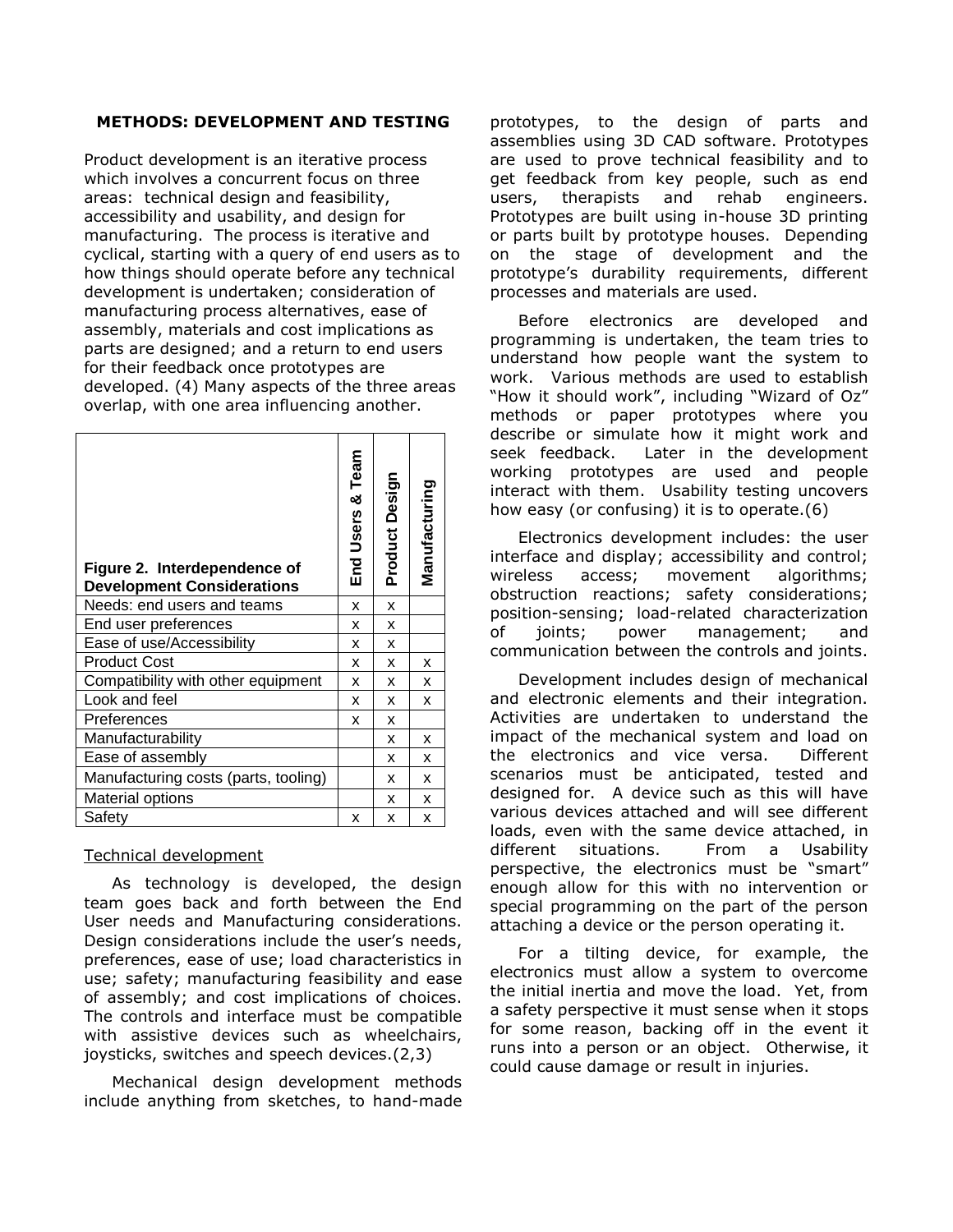## METHODS: DEVELOPMENT AND TESTING

Product development is an iterative process which involves a concurrent focus on three areas: technical design and feasibility, accessibility and usability, and design for manufacturing. The process is iterative and cyclical, starting with a query of end users as to how things should operate before any technical development is undertaken; consideration of manufacturing process alternatives, ease of assembly, materials and cost implications as parts are designed; and a return to end users for their feedback once prototypes are developed. (4) Many aspects of the three areas overlap, with one area influencing another.

| **Figure 2. Interdependence of Development Considerations** | **End Users & Team** | **Product Design** | **Manufacturing** |
|---|---|---|---|
| Needs: end users and teams | x | x | |
| End user preferences | x | x | |
| Ease of use/Accessibility | x | x | |
| Product Cost | x | x | x |
| Compatibility with other equipment | x | x | x |
| Look and feel | x | x | x |
| Preferences | x | x | |
| Manufacturability | | x | x |
| Ease of assembly | | x | x |
| Manufacturing costs (parts, tooling) | | x | x |
| Material options | | x | x |
| Safety | x | x | x |

### Technical development

As technology is developed, the design team goes back and forth between the End User needs and Manufacturing considerations. Design considerations include the user's needs, preferences, ease of use; load characteristics in use; safety; manufacturing feasibility and ease of assembly; and cost implications of choices. The controls and interface must be compatible with assistive devices such as wheelchairs, joysticks, switches and speech devices.(2,3)

Mechanical design development methods include anything from sketches, to hand-made prototypes, to the design of parts and assemblies using 3D CAD software. Prototypes are used to prove technical feasibility and to get feedback from key people, such as end users, therapists and rehab engineers. Prototypes are built using in-house 3D printing or parts built by prototype houses. Depending on the stage of development and the prototype's durability requirements, different processes and materials are used.

Before electronics are developed and programming is undertaken, the team tries to understand how people want the system to work. Various methods are used to establish "How it should work", including "Wizard of Oz" methods or paper prototypes where you describe or simulate how it might work and seek feedback. Later in the development working prototypes are used and people interact with them. Usability testing uncovers how easy (or confusing) it is to operate.(6)

Electronics development includes: the user interface and display; accessibility and control; wireless access; movement algorithms; obstruction reactions; safety considerations; position-sensing; load-related characterization of joints; power management; and communication between the controls and joints.

Development includes design of mechanical and electronic elements and their integration. Activities are undertaken to understand the impact of the mechanical system and load on the electronics and vice versa. Different scenarios must be anticipated, tested and designed for. A device such as this will have various devices attached and will see different loads, even with the same device attached, in different situations. From a Usability perspective, the electronics must be "smart" enough allow for this with no intervention or special programming on the part of the person attaching a device or the person operating it.

For a tilting device, for example, the electronics must allow a system to overcome the initial inertia and move the load. Yet, from a safety perspective it must sense when it stops for some reason, backing off in the event it runs into a person or an object. Otherwise, it could cause damage or result in injuries.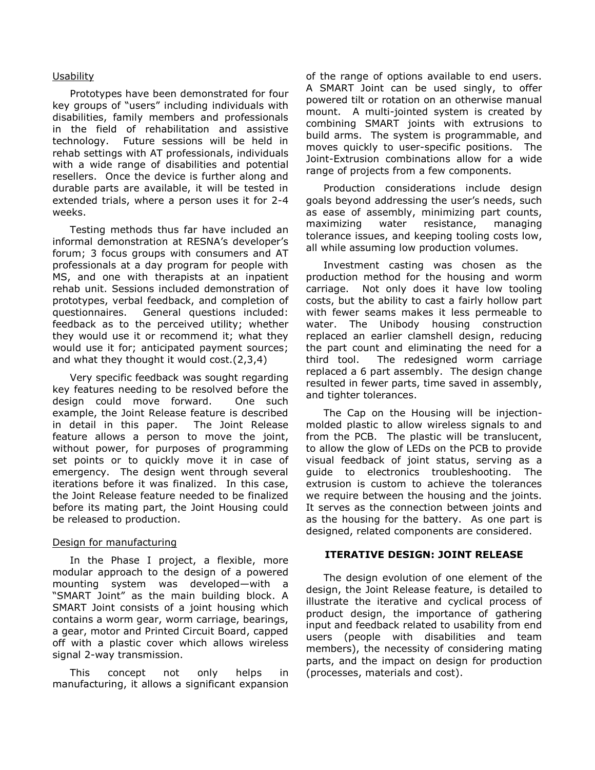### Usability

Prototypes have been demonstrated for four key groups of "users" including individuals with disabilities, family members and professionals in the field of rehabilitation and assistive technology. Future sessions will be held in rehab settings with AT professionals, individuals with a wide range of disabilities and potential resellers. Once the device is further along and durable parts are available, it will be tested in extended trials, where a person uses it for 2-4 weeks.

Testing methods thus far have included an informal demonstration at RESNA's developer's forum; 3 focus groups with consumers and AT professionals at a day program for people with MS, and one with therapists at an inpatient rehab unit. Sessions included demonstration of prototypes, verbal feedback, and completion of questionnaires. General questions included: feedback as to the perceived utility; whether they would use it or recommend it; what they would use it for; anticipated payment sources; and what they thought it would cost.(2,3,4)

Very specific feedback was sought regarding key features needing to be resolved before the design could move forward. One such example, the Joint Release feature is described in detail in this paper. The Joint Release feature allows a person to move the joint, without power, for purposes of programming set points or to quickly move it in case of emergency. The design went through several iterations before it was finalized. In this case, the Joint Release feature needed to be finalized before its mating part, the Joint Housing could be released to production.

### Design for manufacturing

In the Phase I project, a flexible, more modular approach to the design of a powered mounting system was developed—with a "SMART Joint" as the main building block. A SMART Joint consists of a joint housing which contains a worm gear, worm carriage, bearings, a gear, motor and Printed Circuit Board, capped off with a plastic cover which allows wireless signal 2-way transmission.

This concept not only helps in manufacturing, it allows a significant expansion of the range of options available to end users. A SMART Joint can be used singly, to offer powered tilt or rotation on an otherwise manual mount. A multi-jointed system is created by combining SMART joints with extrusions to build arms. The system is programmable, and moves quickly to user-specific positions. The Joint-Extrusion combinations allow for a wide range of projects from a few components.

Production considerations include design goals beyond addressing the user's needs, such as ease of assembly, minimizing part counts, maximizing water resistance, managing tolerance issues, and keeping tooling costs low, all while assuming low production volumes.

Investment casting was chosen as the production method for the housing and worm carriage. Not only does it have low tooling costs, but the ability to cast a fairly hollow part with fewer seams makes it less permeable to water. The Unibody housing construction replaced an earlier clamshell design, reducing the part count and eliminating the need for a third tool. The redesigned worm carriage replaced a 6 part assembly. The design change resulted in fewer parts, time saved in assembly, and tighter tolerances.

The Cap on the Housing will be injection-molded plastic to allow wireless signals to and from the PCB. The plastic will be translucent, to allow the glow of LEDs on the PCB to provide visual feedback of joint status, serving as a guide to electronics troubleshooting. The extrusion is custom to achieve the tolerances we require between the housing and the joints. It serves as the connection between joints and as the housing for the battery. As one part is designed, related components are considered.

## ITERATIVE DESIGN: JOINT RELEASE

The design evolution of one element of the design, the Joint Release feature, is detailed to illustrate the iterative and cyclical process of product design, the importance of gathering input and feedback related to usability from end users (people with disabilities and team members), the necessity of considering mating parts, and the impact on design for production (processes, materials and cost).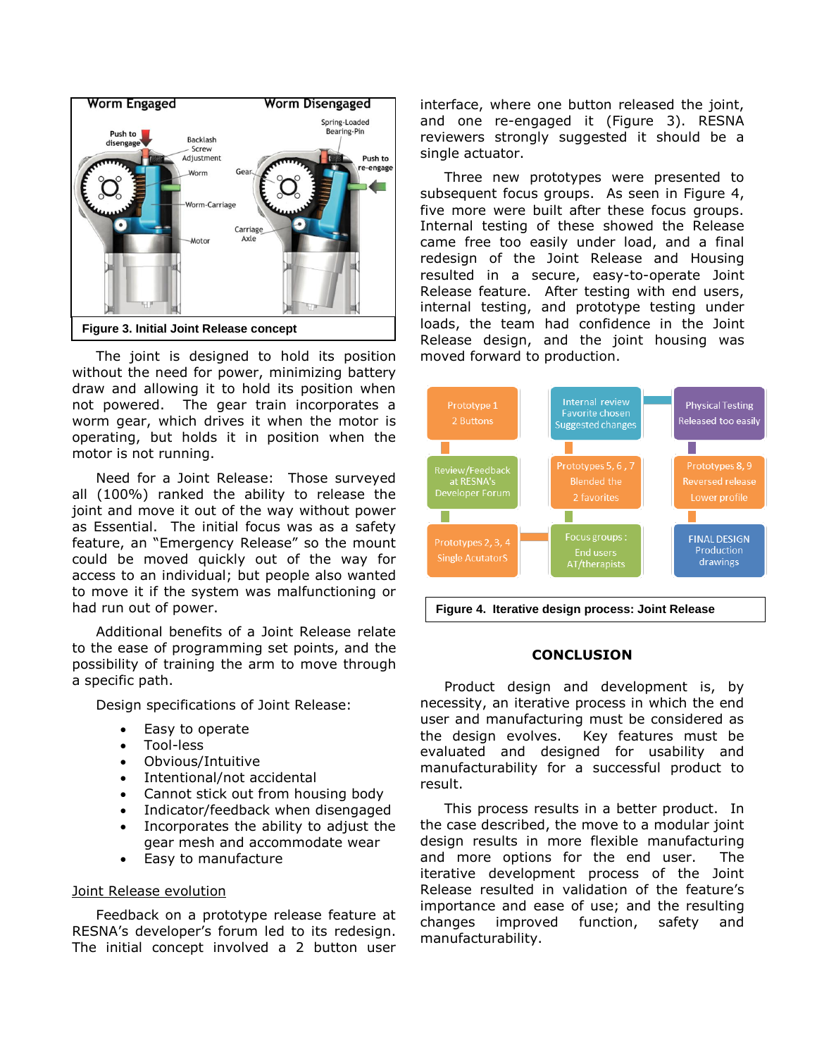Figure 3. Initial Joint Release concept

The joint is designed to hold its position without the need for power, minimizing battery draw and allowing it to hold its position when not powered. The gear train incorporates a worm gear, which drives it when the motor is operating, but holds it in position when the motor is not running.

Need for a Joint Release: Those surveyed all (100%) ranked the ability to release the joint and move it out of the way without power as Essential. The initial focus was as a safety feature, an "Emergency Release" so the mount could be moved quickly out of the way for access to an individual; but people also wanted to move it if the system was malfunctioning or had run out of power.

Additional benefits of a Joint Release relate to the ease of programming set points, and the possibility of training the arm to move through a specific path.

Design specifications of Joint Release:

- Easy to operate
- Tool-less
- Obvious/Intuitive
- Intentional/not accidental
- Cannot stick out from housing body
- Indicator/feedback when disengaged
- Incorporates the ability to adjust the gear mesh and accommodate wear
- Easy to manufacture

Joint Release evolution

Feedback on a prototype release feature at RESNA's developer's forum led to its redesign. The initial concept involved a 2 button user interface, where one button released the joint, and one re-engaged it (Figure 3). RESNA reviewers strongly suggested it should be a single actuator.

Three new prototypes were presented to subsequent focus groups. As seen in Figure 4, five more were built after these focus groups. Internal testing of these showed the Release came free too easily under load, and a final redesign of the Joint Release and Housing resulted in a secure, easy-to-operate Joint Release feature. After testing with end users, internal testing, and prototype testing under loads, the team had confidence in the Joint Release design, and the joint housing was moved forward to production.

Figure 4. Iterative design process: Joint Release

## CONCLUSION

Product design and development is, by necessity, an iterative process in which the end user and manufacturing must be considered as the design evolves. Key features must be evaluated and designed for usability and manufacturability for a successful product to result.

This process results in a better product. In the case described, the move to a modular joint design results in more flexible manufacturing and more options for the end user. The iterative development process of the Joint Release resulted in validation of the feature's importance and ease of use; and the resulting changes improved function, safety and manufacturability.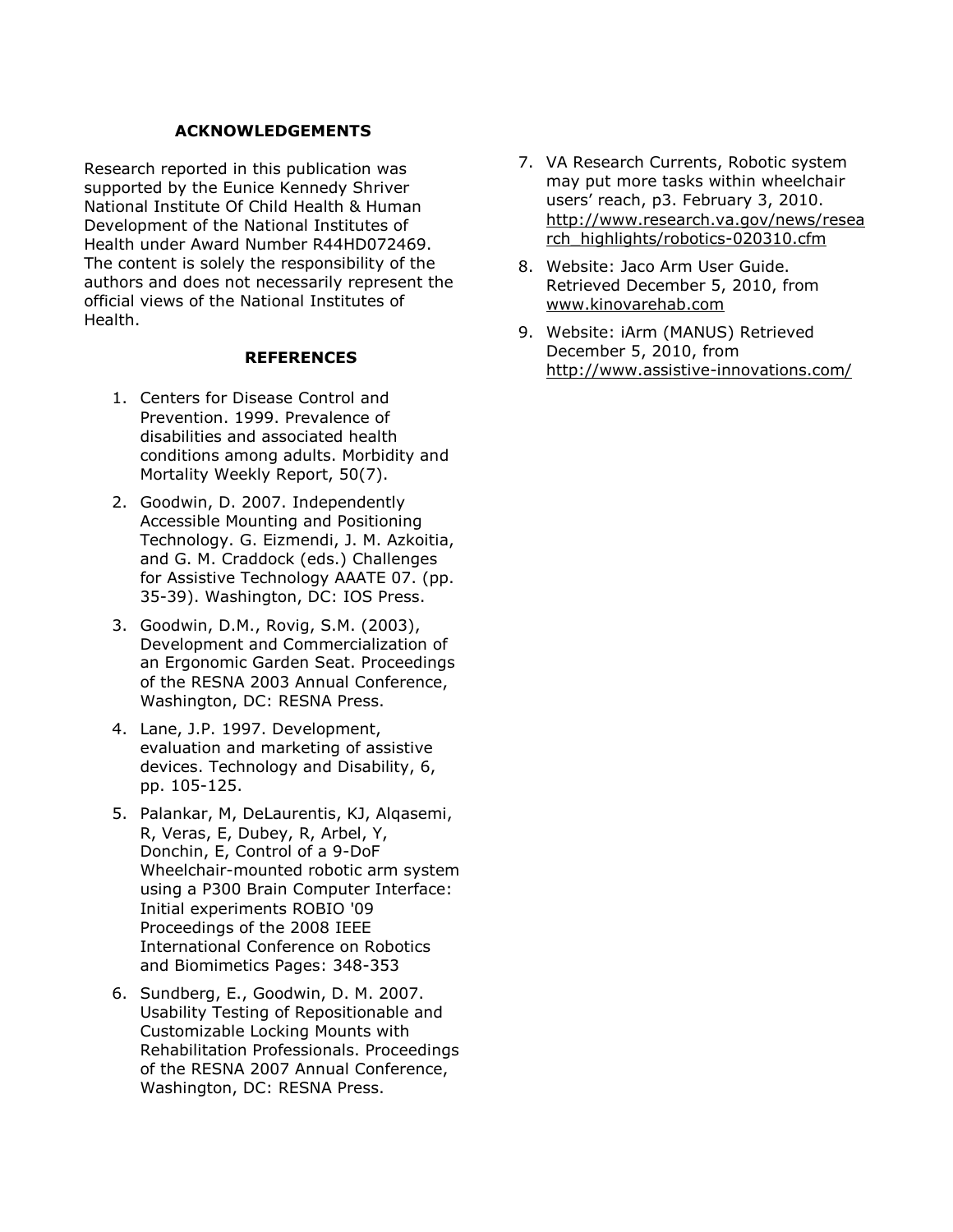## ACKNOWLEDGEMENTS

Research reported in this publication was supported by the Eunice Kennedy Shriver National Institute Of Child Health & Human Development of the National Institutes of Health under Award Number R44HD072469. The content is solely the responsibility of the authors and does not necessarily represent the official views of the National Institutes of Health.

## REFERENCES

1. Centers for Disease Control and Prevention. 1999. Prevalence of disabilities and associated health conditions among adults. Morbidity and Mortality Weekly Report, 50(7).
2. Goodwin, D. 2007. Independently Accessible Mounting and Positioning Technology. G. Eizmendi, J. M. Azkoitia, and G. M. Craddock (eds.) Challenges for Assistive Technology AAATE 07. (pp. 35-39). Washington, DC: IOS Press.
3. Goodwin, D.M., Rovig, S.M. (2003), Development and Commercialization of an Ergonomic Garden Seat. Proceedings of the RESNA 2003 Annual Conference, Washington, DC: RESNA Press.
4. Lane, J.P. 1997. Development, evaluation and marketing of assistive devices. Technology and Disability, 6, pp. 105-125.
5. Palankar, M, DeLaurentis, KJ, Alqasemi, R, Veras, E, Dubey, R, Arbel, Y, Donchin, E, Control of a 9-DoF Wheelchair-mounted robotic arm system using a P300 Brain Computer Interface: Initial experiments ROBIO '09 Proceedings of the 2008 IEEE International Conference on Robotics and Biomimetics Pages: 348-353
6. Sundberg, E., Goodwin, D. M. 2007. Usability Testing of Repositionable and Customizable Locking Mounts with Rehabilitation Professionals. Proceedings of the RESNA 2007 Annual Conference, Washington, DC: RESNA Press.
7. VA Research Currents, Robotic system may put more tasks within wheelchair users' reach, p3. February 3, 2010. http://www.research.va.gov/news/research_highlights/robotics-020310.cfm
8. Website: Jaco Arm User Guide. Retrieved December 5, 2010, from www.kinovarehab.com
9. Website: iArm (MANUS) Retrieved December 5, 2010, from http://www.assistive-innovations.com/